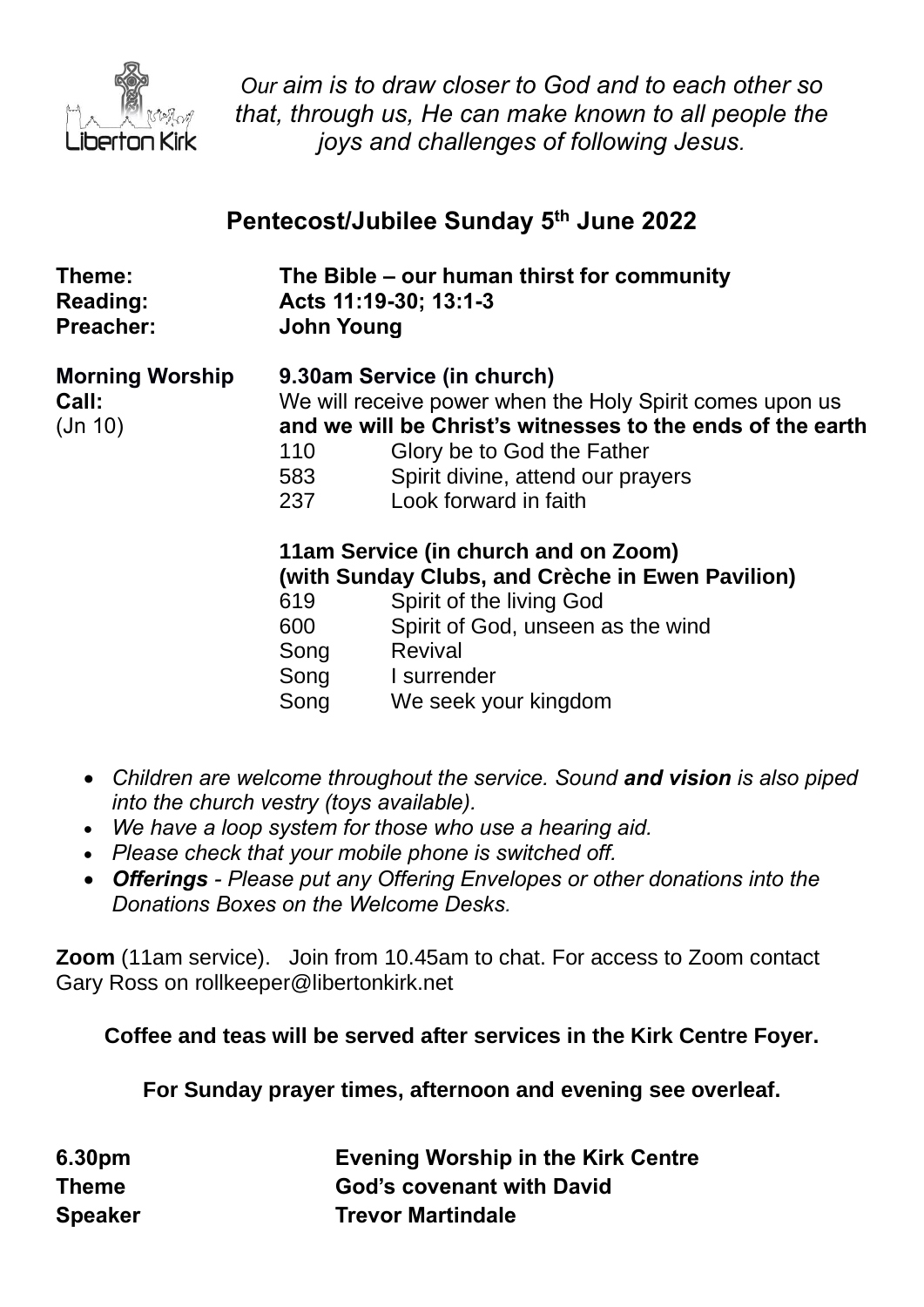Liberton Kirk

*Our aim is to draw closer to God and to each other so that, through us, He can make known to all people the joys and challenges of following Jesus.*

## Pentecost/Jubilee Sunday 5th June 2022

**Theme:** **The Bible – our human thirst for community**
**Reading:** **Acts 11:19-30; 13:1-3**
**Preacher:** **John Young**

**Morning Worship** **9.30am Service (in church)**

**Call:** We will receive power when the Holy Spirit comes upon us
(Jn 10) **and we will be Christ's witnesses to the ends of the earth**

| | |
|---|---|
| 110 | Glory be to God the Father |
| 583 | Spirit divine, attend our prayers |
| 237 | Look forward in faith |

**11am Service (in church and on Zoom)**
**(with Sunday Clubs, and Crèche in Ewen Pavilion)**

| | |
|---|---|
| 619 | Spirit of the living God |
| 600 | Spirit of God, unseen as the wind |
| Song | Revival |
| Song | I surrender |
| Song | We seek your kingdom |

- *Children are welcome throughout the service. Sound **and vision** is also piped into the church vestry (toys available).*
- *We have a loop system for those who use a hearing aid.*
- *Please check that your mobile phone is switched off.*
- ***Offerings** - Please put any Offering Envelopes or other donations into the Donations Boxes on the Welcome Desks.*

**Zoom** (11am service). Join from 10.45am to chat. For access to Zoom contact Gary Ross on rollkeeper@libertonkirk.net

**Coffee and teas will be served after services in the Kirk Centre Foyer.**

**For Sunday prayer times, afternoon and evening see overleaf.**

**6.30pm** **Evening Worship in the Kirk Centre**
**Theme** **God's covenant with David**
**Speaker** **Trevor Martindale**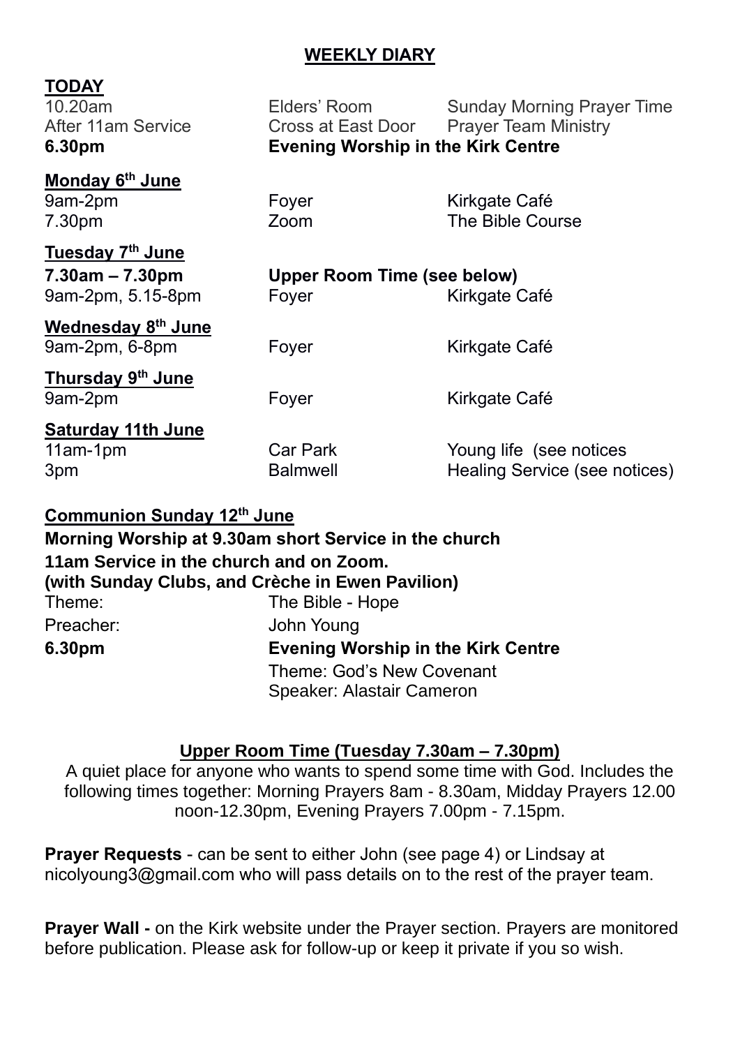## WEEKLY DIARY

**TODAY**

| | | |
|---|---|---|
| 10.20am | Elders' Room | Sunday Morning Prayer Time |
| After 11am Service | Cross at East Door | Prayer Team Ministry |
| **6.30pm** | **Evening Worship in the Kirk Centre** | |

**Monday 6th June**

| | | |
|---|---|---|
| 9am-2pm | Foyer | Kirkgate Café |
| 7.30pm | Zoom | The Bible Course |

**Tuesday 7th June**

| | | |
|---|---|---|
| **7.30am – 7.30pm** | **Upper Room Time (see below)** | |
| 9am-2pm, 5.15-8pm | Foyer | Kirkgate Café |

**Wednesday 8th June**

| | | |
|---|---|---|
| 9am-2pm, 6-8pm | Foyer | Kirkgate Café |

**Thursday 9th June**

| | | |
|---|---|---|
| 9am-2pm | Foyer | Kirkgate Café |

**Saturday 11th June**

| | | |
|---|---|---|
| 11am-1pm | Car Park | Young life (see notices |
| 3pm | Balmwell | Healing Service (see notices) |

**Communion Sunday 12th June**

**Morning Worship at 9.30am short Service in the church**
**11am Service in the church and on Zoom.**
**(with Sunday Clubs, and Crèche in Ewen Pavilion)**

| | |
|---|---|
| Theme: | The Bible - Hope |
| Preacher: | John Young |
| **6.30pm** | **Evening Worship in the Kirk Centre** |
| | Theme: God's New Covenant<br>Speaker: Alastair Cameron |

**Upper Room Time (Tuesday 7.30am – 7.30pm)**

A quiet place for anyone who wants to spend some time with God. Includes the following times together: Morning Prayers 8am - 8.30am, Midday Prayers 12.00 noon-12.30pm, Evening Prayers 7.00pm - 7.15pm.

**Prayer Requests** - can be sent to either John (see page 4) or Lindsay at nicolyoung3@gmail.com who will pass details on to the rest of the prayer team.

**Prayer Wall -** on the Kirk website under the Prayer section. Prayers are monitored before publication. Please ask for follow-up or keep it private if you so wish.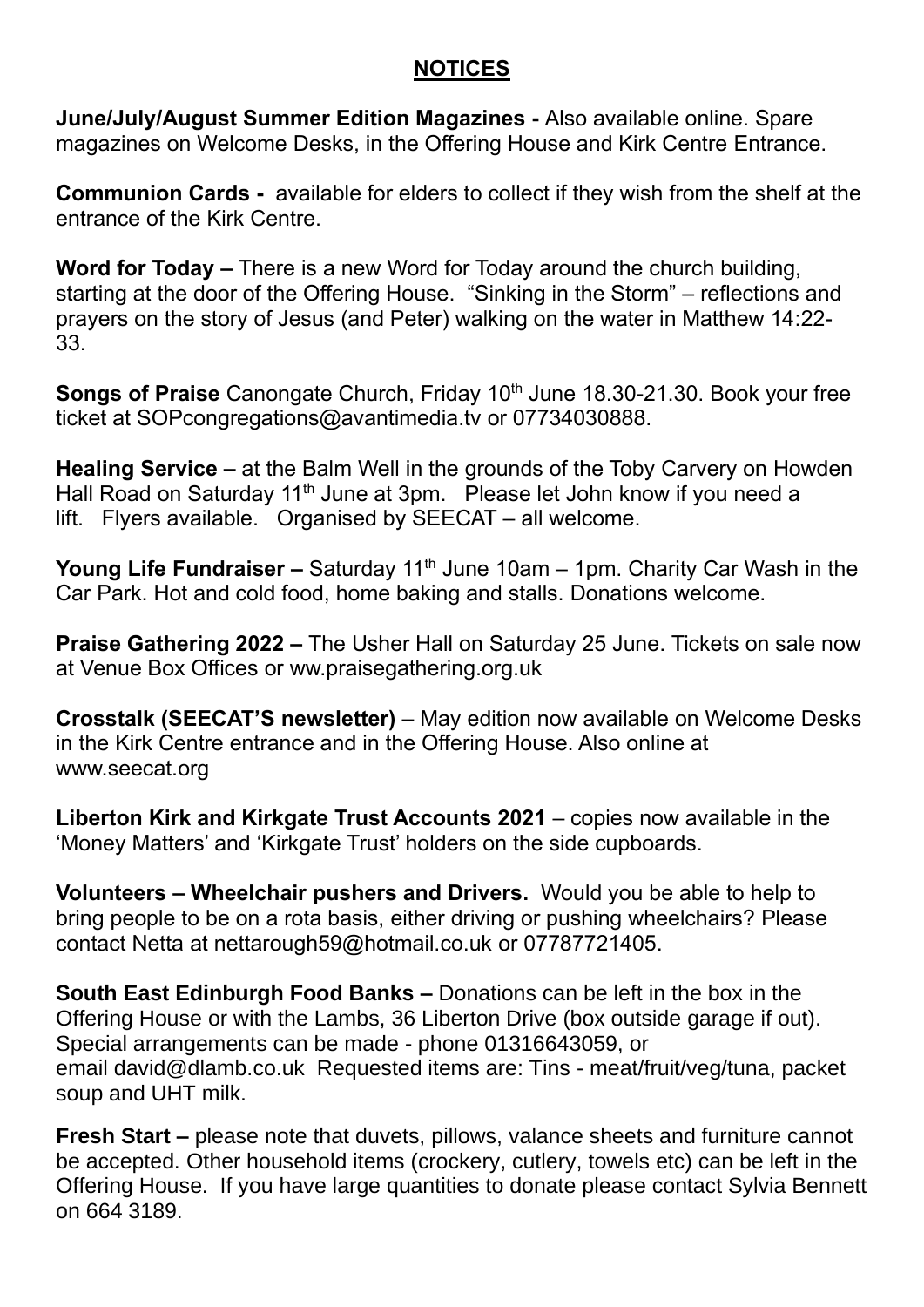## NOTICES

**June/July/August Summer Edition Magazines -** Also available online. Spare magazines on Welcome Desks, in the Offering House and Kirk Centre Entrance.

**Communion Cards -** available for elders to collect if they wish from the shelf at the entrance of the Kirk Centre.

**Word for Today –** There is a new Word for Today around the church building, starting at the door of the Offering House. "Sinking in the Storm" – reflections and prayers on the story of Jesus (and Peter) walking on the water in Matthew 14:22-33.

**Songs of Praise** Canongate Church, Friday 10th June 18.30-21.30. Book your free ticket at SOPcongregations@avantimedia.tv or 07734030888.

**Healing Service –** at the Balm Well in the grounds of the Toby Carvery on Howden Hall Road on Saturday 11th June at 3pm. Please let John know if you need a lift. Flyers available. Organised by SEECAT – all welcome.

**Young Life Fundraiser –** Saturday 11th June 10am – 1pm. Charity Car Wash in the Car Park. Hot and cold food, home baking and stalls. Donations welcome.

**Praise Gathering 2022 –** The Usher Hall on Saturday 25 June. Tickets on sale now at Venue Box Offices or ww.praisegathering.org.uk

**Crosstalk (SEECAT'S newsletter)** – May edition now available on Welcome Desks in the Kirk Centre entrance and in the Offering House. Also online at www.seecat.org

**Liberton Kirk and Kirkgate Trust Accounts 2021** – copies now available in the 'Money Matters' and 'Kirkgate Trust' holders on the side cupboards.

**Volunteers – Wheelchair pushers and Drivers.** Would you be able to help to bring people to be on a rota basis, either driving or pushing wheelchairs? Please contact Netta at nettarough59@hotmail.co.uk or 07787721405.

**South East Edinburgh Food Banks –** Donations can be left in the box in the Offering House or with the Lambs, 36 Liberton Drive (box outside garage if out). Special arrangements can be made - phone 01316643059, or email david@dlamb.co.uk Requested items are: Tins - meat/fruit/veg/tuna, packet soup and UHT milk.

**Fresh Start –** please note that duvets, pillows, valance sheets and furniture cannot be accepted. Other household items (crockery, cutlery, towels etc) can be left in the Offering House. If you have large quantities to donate please contact Sylvia Bennett on 664 3189.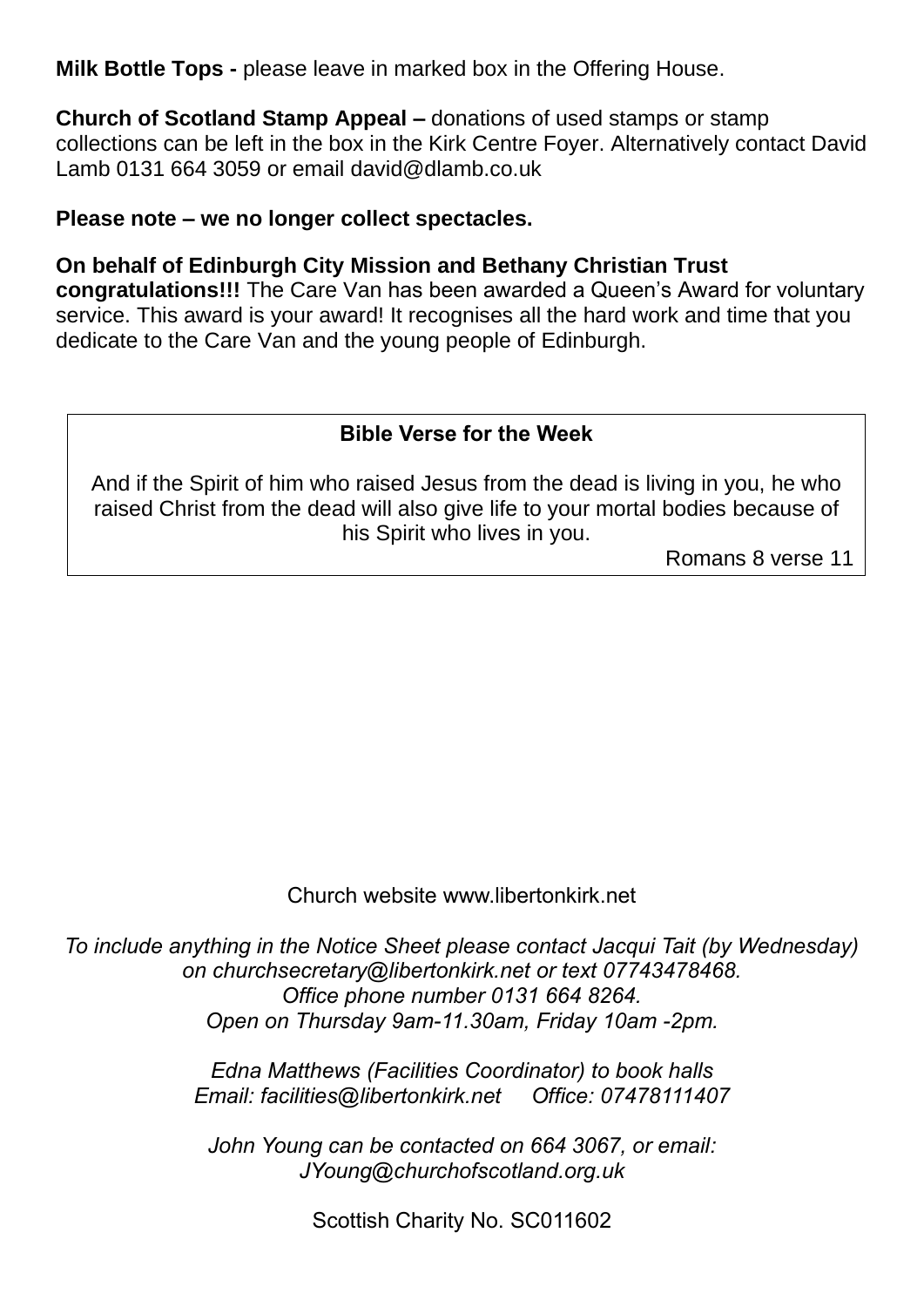**Milk Bottle Tops -** please leave in marked box in the Offering House.

**Church of Scotland Stamp Appeal –** donations of used stamps or stamp collections can be left in the box in the Kirk Centre Foyer. Alternatively contact David Lamb 0131 664 3059 or email david@dlamb.co.uk

**Please note – we no longer collect spectacles.**

**On behalf of Edinburgh City Mission and Bethany Christian Trust congratulations!!!** The Care Van has been awarded a Queen's Award for voluntary service. This award is your award! It recognises all the hard work and time that you dedicate to the Care Van and the young people of Edinburgh.

**Bible Verse for the Week**

And if the Spirit of him who raised Jesus from the dead is living in you, he who raised Christ from the dead will also give life to your mortal bodies because of his Spirit who lives in you.

Romans 8 verse 11

Church website www.libertonkirk.net

*To include anything in the Notice Sheet please contact Jacqui Tait (by Wednesday) on churchsecretary@libertonkirk.net or text 07743478468.*
*Office phone number 0131 664 8264.*
*Open on Thursday 9am-11.30am, Friday 10am -2pm.*

*Edna Matthews (Facilities Coordinator) to book halls*
*Email: facilities@libertonkirk.net Office: 07478111407*

*John Young can be contacted on 664 3067, or email: JYoung@churchofscotland.org.uk*

Scottish Charity No. SC011602